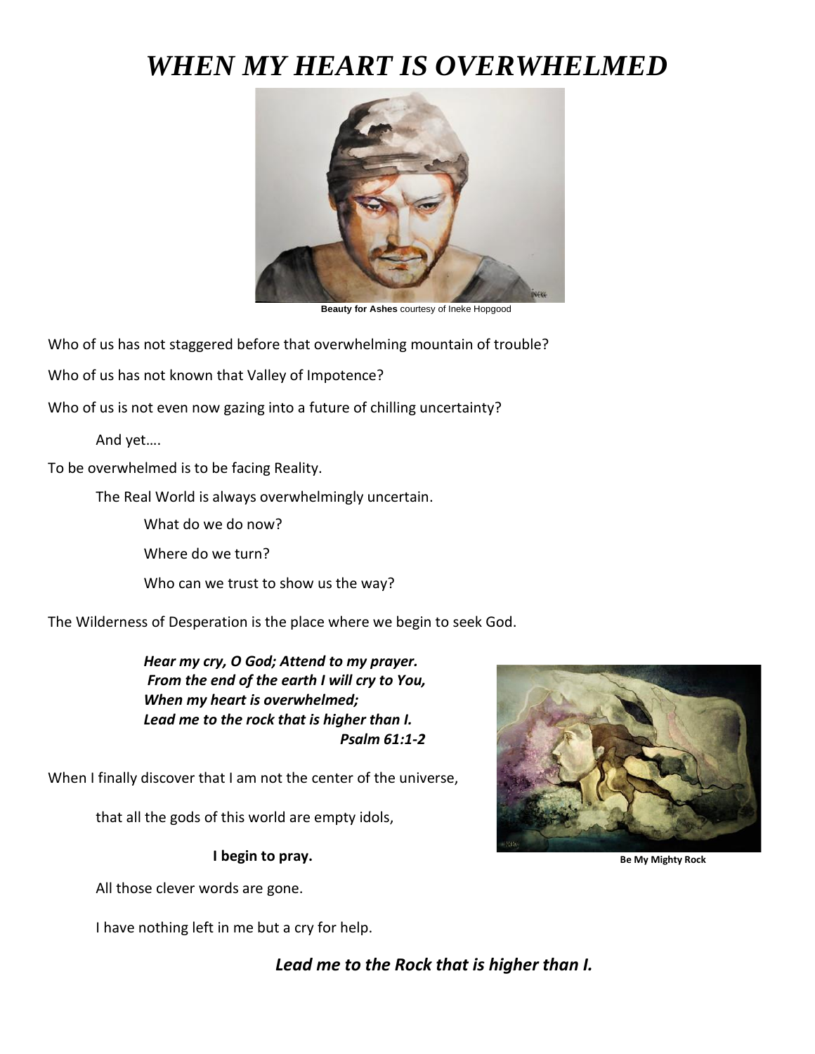# *WHEN MY HEART IS OVERWHELMED*

**Beauty for Ashes** courtesy of Ineke Hopgood

Who of us has not staggered before that overwhelming mountain of trouble?

Who of us has not known that Valley of Impotence?

Who of us is not even now gazing into a future of chilling uncertainty?

And yet….

To be overwhelmed is to be facing Reality.

The Real World is always overwhelmingly uncertain.

What do we do now?

Where do we turn?

Who can we trust to show us the way?

The Wilderness of Desperation is the place where we begin to seek God.

***Hear my cry, O God; Attend to my prayer.***
***From the end of the earth I will cry to You,***
***When my heart is overwhelmed;***
***Lead me to the rock that is higher than I.***
***Psalm 61:1-2***

**Be My Mighty Rock**

When I finally discover that I am not the center of the universe,

that all the gods of this world are empty idols,

**I begin to pray.**

All those clever words are gone.

I have nothing left in me but a cry for help.

***Lead me to the Rock that is higher than I.***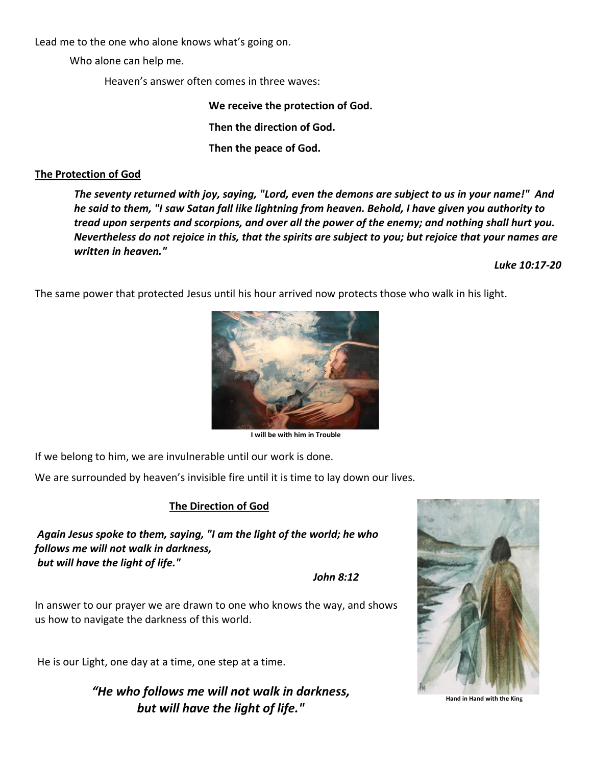Lead me to the one who alone knows what's going on.

Who alone can help me.

Heaven's answer often comes in three waves:

**We receive the protection of God.**

**Then the direction of God.**

**Then the peace of God.**

## The Protection of God

***The seventy returned with joy, saying, "Lord, even the demons are subject to us in your name!" And he said to them, "I saw Satan fall like lightning from heaven. Behold, I have given you authority to tread upon serpents and scorpions, and over all the power of the enemy; and nothing shall hurt you. Nevertheless do not rejoice in this, that the spirits are subject to you; but rejoice that your names are written in heaven."***

***Luke 10:17-20***

The same power that protected Jesus until his hour arrived now protects those who walk in his light.

**I will be with him in Trouble**

If we belong to him, we are invulnerable until our work is done.

We are surrounded by heaven's invisible fire until it is time to lay down our lives.

## The Direction of God

***Again Jesus spoke to them, saying, "I am the light of the world; he who follows me will not walk in darkness, but will have the light of life."***

***John 8:12***

In answer to our prayer we are drawn to one who knows the way, and shows us how to navigate the darkness of this world.

He is our Light, one day at a time, one step at a time.

***"He who follows me will not walk in darkness, but will have the light of life."***

**Hand in Hand with the King**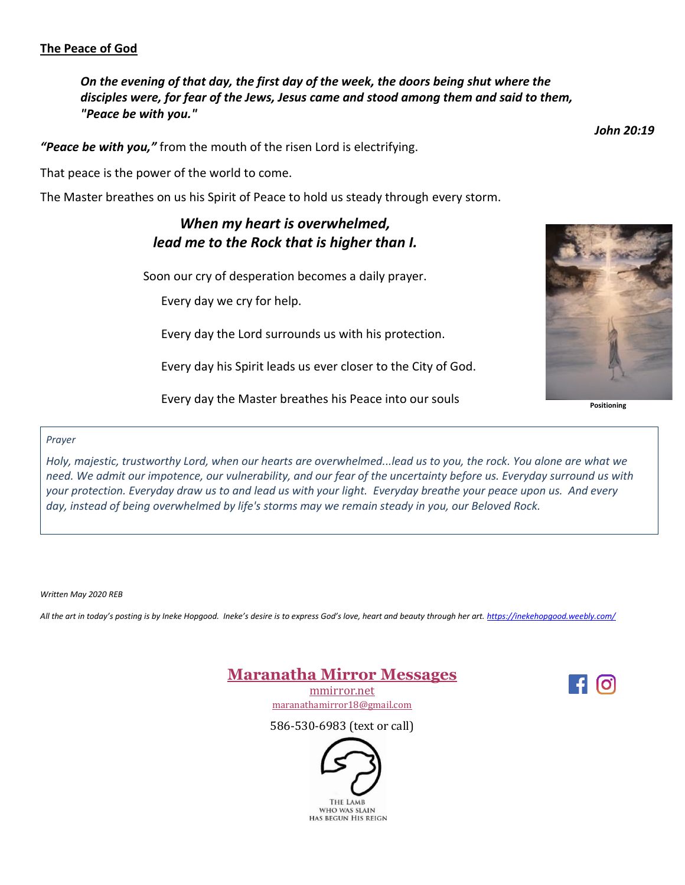## The Peace of God

***On the evening of that day, the first day of the week, the doors being shut where the disciples were, for fear of the Jews, Jesus came and stood among them and said to them, "Peace be with you."***

***John 20:19***

***"Peace be with you,"*** from the mouth of the risen Lord is electrifying.

That peace is the power of the world to come.

The Master breathes on us his Spirit of Peace to hold us steady through every storm.

***When my heart is overwhelmed,***
***lead me to the Rock that is higher than I.***

Soon our cry of desperation becomes a daily prayer.

Every day we cry for help.

Every day the Lord surrounds us with his protection.

Every day his Spirit leads us ever closer to the City of God.

Every day the Master breathes his Peace into our souls

**Positioning**

*Prayer*

*Holy, majestic, trustworthy Lord, when our hearts are overwhelmed...lead us to you, the rock. You alone are what we need. We admit our impotence, our vulnerability, and our fear of the uncertainty before us. Everyday surround us with your protection. Everyday draw us to and lead us with your light. Everyday breathe your peace upon us. And every day, instead of being overwhelmed by life's storms may we remain steady in you, our Beloved Rock.*

*Written May 2020 REB*

*All the art in today's posting is by Ineke Hopgood. Ineke's desire is to express God's love, heart and beauty through her art. https://inekehopgood.weebly.com/*

**Maranatha Mirror Messages**

mmirror.net

maranathamirror18@gmail.com

586-530-6983 (text or call)

THE LAMB
WHO WAS SLAIN
HAS BEGUN HIS REIGN